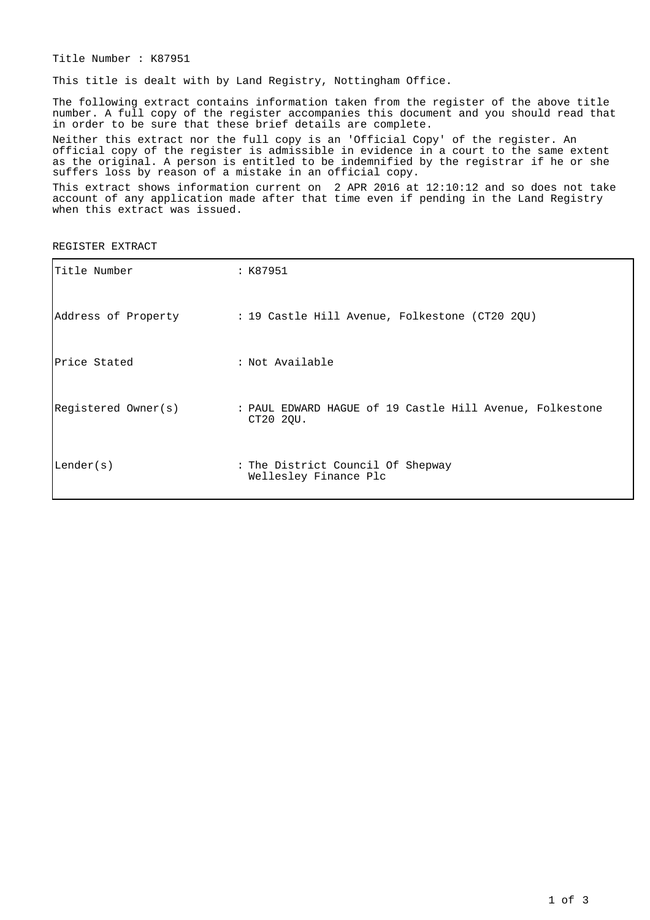Title Number : K87951

This title is dealt with by Land Registry, Nottingham Office.

The following extract contains information taken from the register of the above title number. A full copy of the register accompanies this document and you should read that in order to be sure that these brief details are complete.

Neither this extract nor the full copy is an 'Official Copy' of the register. An official copy of the register is admissible in evidence in a court to the same extent as the original. A person is entitled to be indemnified by the registrar if he or she suffers loss by reason of a mistake in an official copy.

This extract shows information current on 2 APR 2016 at 12:10:12 and so does not take account of any application made after that time even if pending in the Land Registry when this extract was issued.

REGISTER EXTRACT

| | |
|---|---|
| Title Number | : K87951 |
| Address of Property | : 19 Castle Hill Avenue, Folkestone (CT20 2QU) |
| Price Stated | : Not Available |
| Registered Owner(s) | : PAUL EDWARD HAGUE of 19 Castle Hill Avenue, Folkestone CT20 2QU. |
| Lender(s) | : The District Council Of Shepway<br>Wellesley Finance Plc |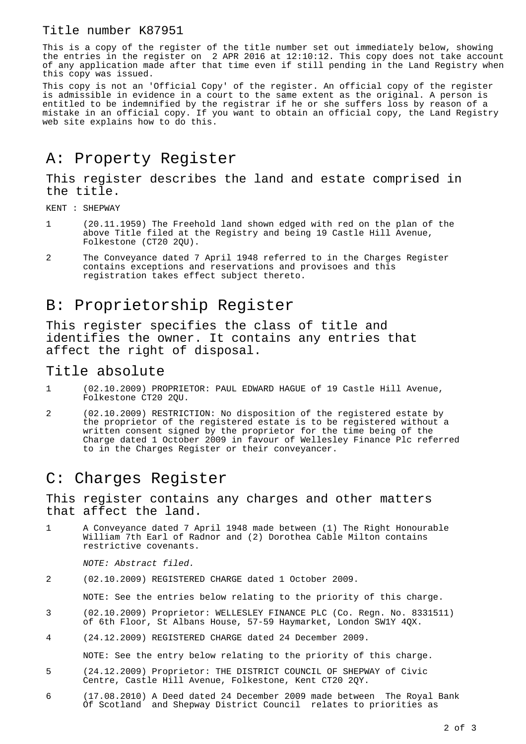# Title number K87951

This is a copy of the register of the title number set out immediately below, showing the entries in the register on 2 APR 2016 at 12:10:12. This copy does not take account of any application made after that time even if still pending in the Land Registry when this copy was issued.

This copy is not an 'Official Copy' of the register. An official copy of the register is admissible in evidence in a court to the same extent as the original. A person is entitled to be indemnified by the registrar if he or she suffers loss by reason of a mistake in an official copy. If you want to obtain an official copy, the Land Registry web site explains how to do this.

## A: Property Register

This register describes the land and estate comprised in the title.

KENT : SHEPWAY

1. (20.11.1959) The Freehold land shown edged with red on the plan of the above Title filed at the Registry and being 19 Castle Hill Avenue, Folkestone (CT20 2QU).

2. The Conveyance dated 7 April 1948 referred to in the Charges Register contains exceptions and reservations and provisoes and this registration takes effect subject thereto.

## B: Proprietorship Register

This register specifies the class of title and identifies the owner. It contains any entries that affect the right of disposal.

### Title absolute

1. (02.10.2009) PROPRIETOR: PAUL EDWARD HAGUE of 19 Castle Hill Avenue, Folkestone CT20 2QU.

2. (02.10.2009) RESTRICTION: No disposition of the registered estate by the proprietor of the registered estate is to be registered without a written consent signed by the proprietor for the time being of the Charge dated 1 October 2009 in favour of Wellesley Finance Plc referred to in the Charges Register or their conveyancer.

## C: Charges Register

This register contains any charges and other matters that affect the land.

1. A Conveyance dated 7 April 1948 made between (1) The Right Honourable William 7th Earl of Radnor and (2) Dorothea Cable Milton contains restrictive covenants.

   *NOTE: Abstract filed.*

2. (02.10.2009) REGISTERED CHARGE dated 1 October 2009.

   NOTE: See the entries below relating to the priority of this charge.

3. (02.10.2009) Proprietor: WELLESLEY FINANCE PLC (Co. Regn. No. 8331511) of 6th Floor, St Albans House, 57-59 Haymarket, London SW1Y 4QX.

4. (24.12.2009) REGISTERED CHARGE dated 24 December 2009.

   NOTE: See the entry below relating to the priority of this charge.

5. (24.12.2009) Proprietor: THE DISTRICT COUNCIL OF SHEPWAY of Civic Centre, Castle Hill Avenue, Folkestone, Kent CT20 2QY.

6. (17.08.2010) A Deed dated 24 December 2009 made between The Royal Bank Of Scotland and Shepway District Council relates to priorities as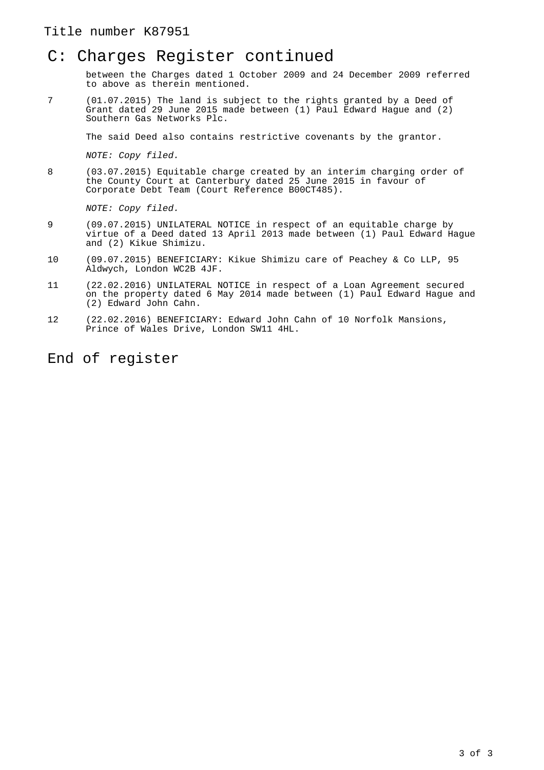Title number K87951

## C: Charges Register continued

between the Charges dated 1 October 2009 and 24 December 2009 referred to above as therein mentioned.

7 (01.07.2015) The land is subject to the rights granted by a Deed of Grant dated 29 June 2015 made between (1) Paul Edward Hague and (2) Southern Gas Networks Plc.

The said Deed also contains restrictive covenants by the grantor.

*NOTE: Copy filed.*

8 (03.07.2015) Equitable charge created by an interim charging order of the County Court at Canterbury dated 25 June 2015 in favour of Corporate Debt Team (Court Reference B00CT485).

*NOTE: Copy filed.*

9 (09.07.2015) UNILATERAL NOTICE in respect of an equitable charge by virtue of a Deed dated 13 April 2013 made between (1) Paul Edward Hague and (2) Kikue Shimizu.

10 (09.07.2015) BENEFICIARY: Kikue Shimizu care of Peachey & Co LLP, 95 Aldwych, London WC2B 4JF.

11 (22.02.2016) UNILATERAL NOTICE in respect of a Loan Agreement secured on the property dated 6 May 2014 made between (1) Paul Edward Hague and (2) Edward John Cahn.

12 (22.02.2016) BENEFICIARY: Edward John Cahn of 10 Norfolk Mansions, Prince of Wales Drive, London SW11 4HL.

## End of register